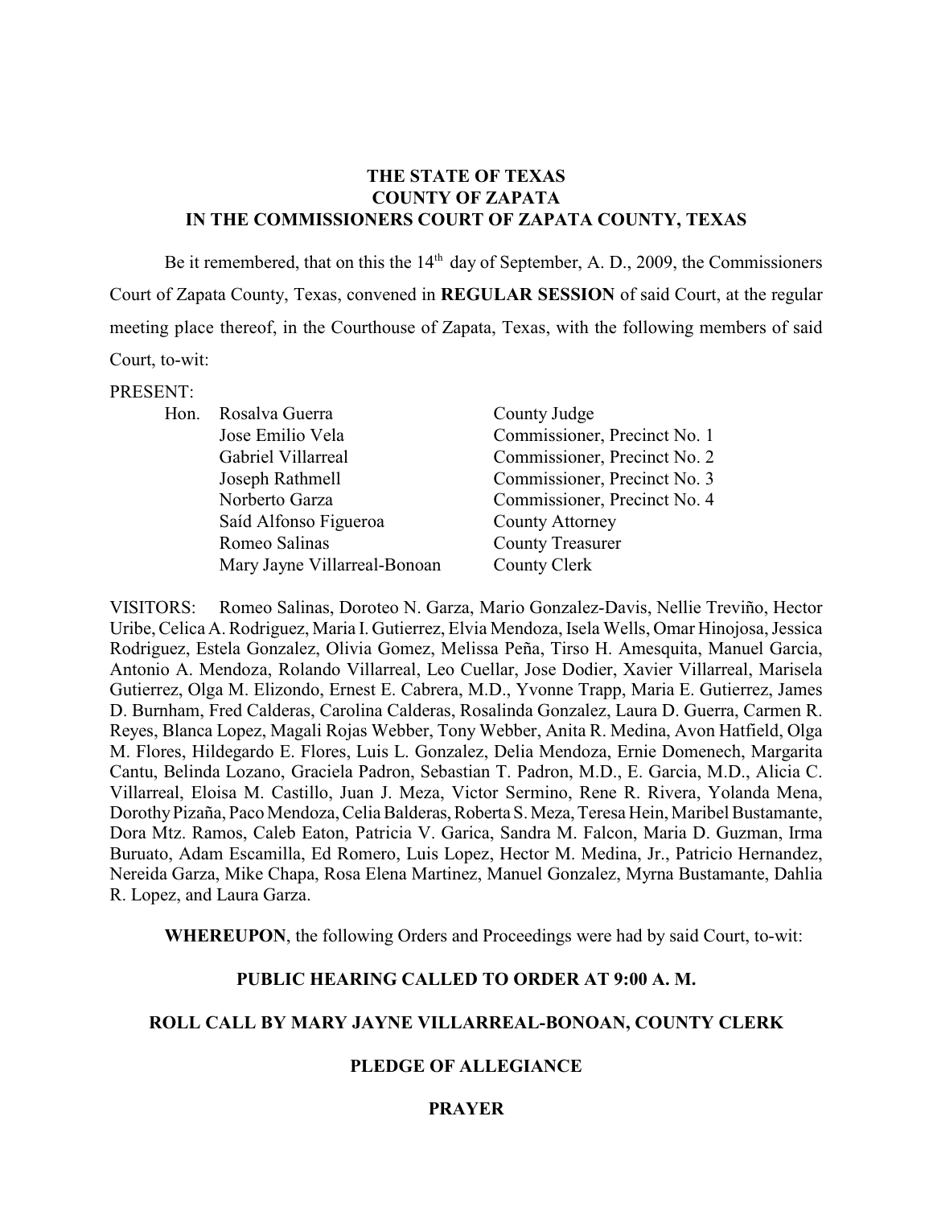**THE STATE OF TEXAS**
**COUNTY OF ZAPATA**
**IN THE COMMISSIONERS COURT OF ZAPATA COUNTY, TEXAS**

Be it remembered, that on this the 14th day of September, A. D., 2009, the Commissioners Court of Zapata County, Texas, convened in **REGULAR SESSION** of said Court, at the regular meeting place thereof, in the Courthouse of Zapata, Texas, with the following members of said Court, to-wit:

PRESENT:

| | | |
|---|---|---|
| Hon. | Rosalva Guerra | County Judge |
| | Jose Emilio Vela | Commissioner, Precinct No. 1 |
| | Gabriel Villarreal | Commissioner, Precinct No. 2 |
| | Joseph Rathmell | Commissioner, Precinct No. 3 |
| | Norberto Garza | Commissioner, Precinct No. 4 |
| | Saíd Alfonso Figueroa | County Attorney |
| | Romeo Salinas | County Treasurer |
| | Mary Jayne Villarreal-Bonoan | County Clerk |

VISITORS: Romeo Salinas, Doroteo N. Garza, Mario Gonzalez-Davis, Nellie Treviño, Hector Uribe, Celica A. Rodriguez, Maria I. Gutierrez, Elvia Mendoza, Isela Wells, Omar Hinojosa, Jessica Rodriguez, Estela Gonzalez, Olivia Gomez, Melissa Peña, Tirso H. Amesquita, Manuel Garcia, Antonio A. Mendoza, Rolando Villarreal, Leo Cuellar, Jose Dodier, Xavier Villarreal, Marisela Gutierrez, Olga M. Elizondo, Ernest E. Cabrera, M.D., Yvonne Trapp, Maria E. Gutierrez, James D. Burnham, Fred Calderas, Carolina Calderas, Rosalinda Gonzalez, Laura D. Guerra, Carmen R. Reyes, Blanca Lopez, Magali Rojas Webber, Tony Webber, Anita R. Medina, Avon Hatfield, Olga M. Flores, Hildegardo E. Flores, Luis L. Gonzalez, Delia Mendoza, Ernie Domenech, Margarita Cantu, Belinda Lozano, Graciela Padron, Sebastian T. Padron, M.D., E. Garcia, M.D., Alicia C. Villarreal, Eloisa M. Castillo, Juan J. Meza, Victor Sermino, Rene R. Rivera, Yolanda Mena, Dorothy Pizaña, Paco Mendoza, Celia Balderas, Roberta S. Meza, Teresa Hein, Maribel Bustamante, Dora Mtz. Ramos, Caleb Eaton, Patricia V. Garica, Sandra M. Falcon, Maria D. Guzman, Irma Buruato, Adam Escamilla, Ed Romero, Luis Lopez, Hector M. Medina, Jr., Patricio Hernandez, Nereida Garza, Mike Chapa, Rosa Elena Martinez, Manuel Gonzalez, Myrna Bustamante, Dahlia R. Lopez, and Laura Garza.

**WHEREUPON**, the following Orders and Proceedings were had by said Court, to-wit:

**PUBLIC HEARING CALLED TO ORDER AT 9:00 A. M.**

**ROLL CALL BY MARY JAYNE VILLARREAL-BONOAN, COUNTY CLERK**

**PLEDGE OF ALLEGIANCE**

**PRAYER**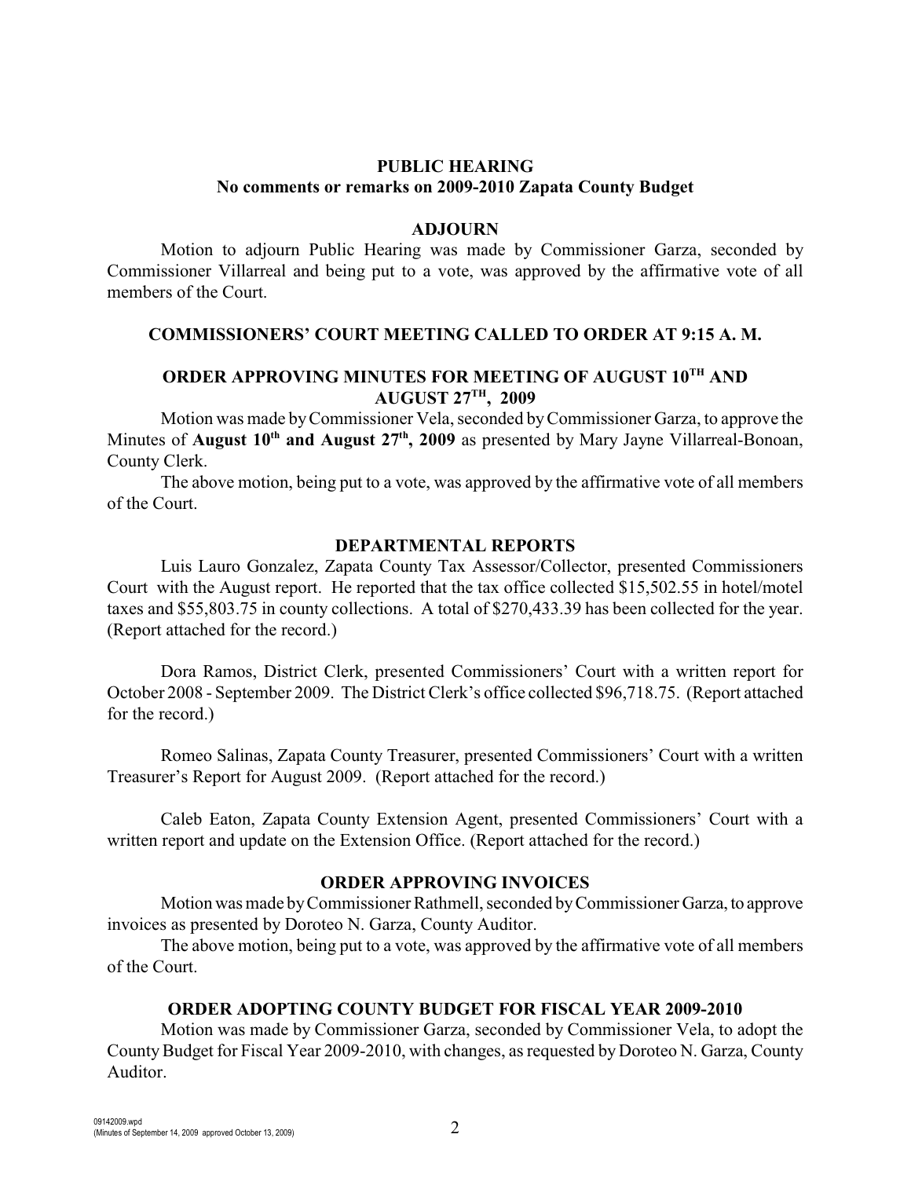**PUBLIC HEARING**
**No comments or remarks on 2009-2010 Zapata County Budget**

**ADJOURN**

Motion to adjourn Public Hearing was made by Commissioner Garza, seconded by Commissioner Villarreal and being put to a vote, was approved by the affirmative vote of all members of the Court.

**COMMISSIONERS' COURT MEETING CALLED TO ORDER AT 9:15 A. M.**

**ORDER APPROVING MINUTES FOR MEETING OF AUGUST 10TH AND AUGUST 27TH, 2009**

Motion was made by Commissioner Vela, seconded by Commissioner Garza, to approve the Minutes of **August 10th and August 27th, 2009** as presented by Mary Jayne Villarreal-Bonoan, County Clerk.

The above motion, being put to a vote, was approved by the affirmative vote of all members of the Court.

**DEPARTMENTAL REPORTS**

Luis Lauro Gonzalez, Zapata County Tax Assessor/Collector, presented Commissioners Court with the August report. He reported that the tax office collected $15,502.55 in hotel/motel taxes and $55,803.75 in county collections. A total of $270,433.39 has been collected for the year. (Report attached for the record.)

Dora Ramos, District Clerk, presented Commissioners' Court with a written report for October 2008 - September 2009. The District Clerk's office collected $96,718.75. (Report attached for the record.)

Romeo Salinas, Zapata County Treasurer, presented Commissioners' Court with a written Treasurer's Report for August 2009. (Report attached for the record.)

Caleb Eaton, Zapata County Extension Agent, presented Commissioners' Court with a written report and update on the Extension Office. (Report attached for the record.)

**ORDER APPROVING INVOICES**

Motion was made by Commissioner Rathmell, seconded by Commissioner Garza, to approve invoices as presented by Doroteo N. Garza, County Auditor.

The above motion, being put to a vote, was approved by the affirmative vote of all members of the Court.

**ORDER ADOPTING COUNTY BUDGET FOR FISCAL YEAR 2009-2010**

Motion was made by Commissioner Garza, seconded by Commissioner Vela, to adopt the County Budget for Fiscal Year 2009-2010, with changes, as requested by Doroteo N. Garza, County Auditor.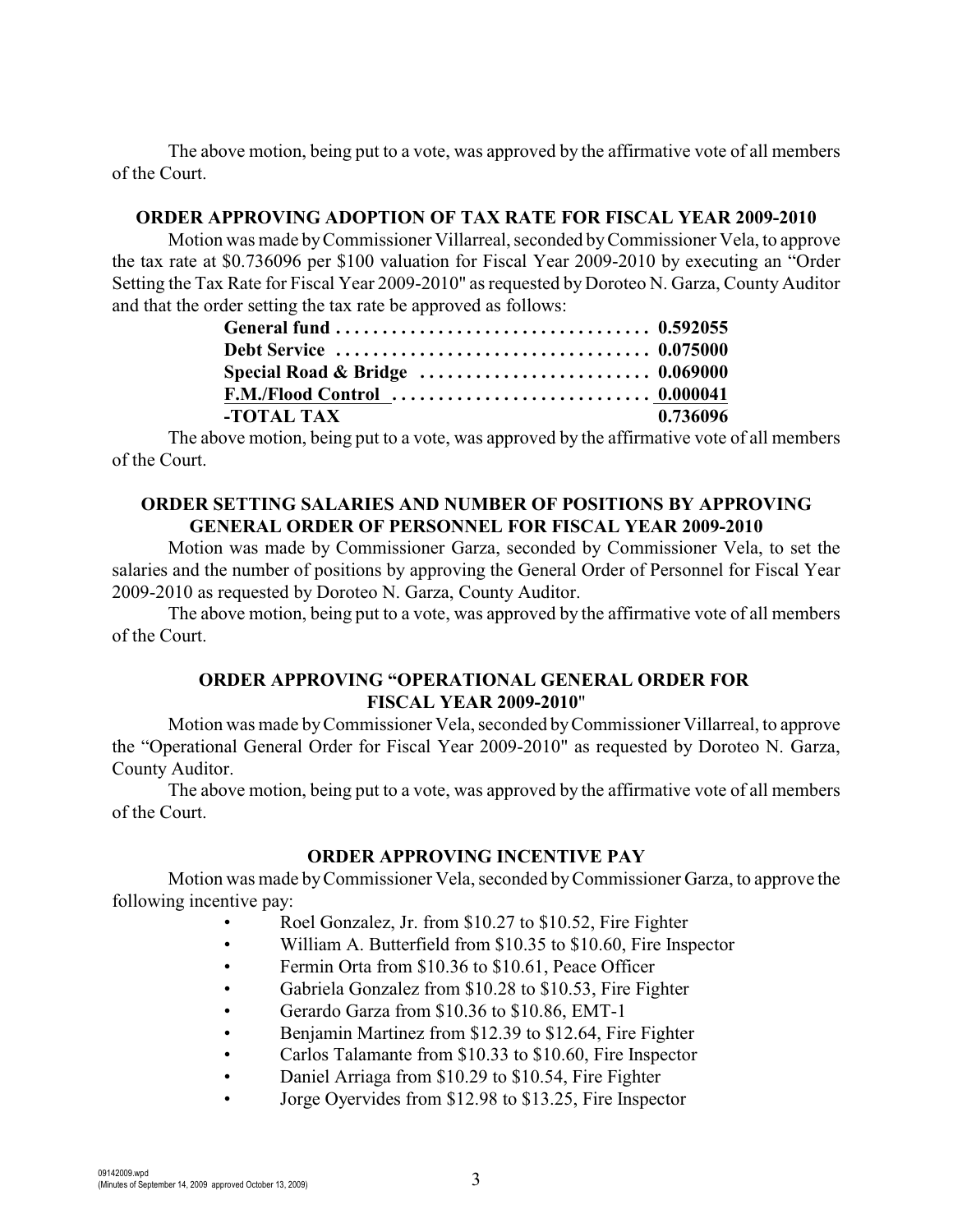The above motion, being put to a vote, was approved by the affirmative vote of all members of the Court.

**ORDER APPROVING ADOPTION OF TAX RATE FOR FISCAL YEAR 2009-2010**

Motion was made by Commissioner Villarreal, seconded by Commissioner Vela, to approve the tax rate at $0.736096 per $100 valuation for Fiscal Year 2009-2010 by executing an "Order Setting the Tax Rate for Fiscal Year 2009-2010" as requested by Doroteo N. Garza, County Auditor and that the order setting the tax rate be approved as follows:

| | |
|---|---|
| **General fund** | **0.592055** |
| **Debt Service** | **0.075000** |
| **Special Road & Bridge** | **0.069000** |
| **F.M./Flood Control** | **0.000041** |
| **-TOTAL TAX** | **0.736096** |

The above motion, being put to a vote, was approved by the affirmative vote of all members of the Court.

**ORDER SETTING SALARIES AND NUMBER OF POSITIONS BY APPROVING GENERAL ORDER OF PERSONNEL FOR FISCAL YEAR 2009-2010**

Motion was made by Commissioner Garza, seconded by Commissioner Vela, to set the salaries and the number of positions by approving the General Order of Personnel for Fiscal Year 2009-2010 as requested by Doroteo N. Garza, County Auditor.

The above motion, being put to a vote, was approved by the affirmative vote of all members of the Court.

**ORDER APPROVING "OPERATIONAL GENERAL ORDER FOR FISCAL YEAR 2009-2010"**

Motion was made by Commissioner Vela, seconded by Commissioner Villarreal, to approve the "Operational General Order for Fiscal Year 2009-2010" as requested by Doroteo N. Garza, County Auditor.

The above motion, being put to a vote, was approved by the affirmative vote of all members of the Court.

**ORDER APPROVING INCENTIVE PAY**

Motion was made by Commissioner Vela, seconded by Commissioner Garza, to approve the following incentive pay:

- Roel Gonzalez, Jr. from $10.27 to $10.52, Fire Fighter
- William A. Butterfield from $10.35 to $10.60, Fire Inspector
- Fermin Orta from $10.36 to $10.61, Peace Officer
- Gabriela Gonzalez from $10.28 to $10.53, Fire Fighter
- Gerardo Garza from $10.36 to $10.86, EMT-1
- Benjamin Martinez from $12.39 to $12.64, Fire Fighter
- Carlos Talamante from $10.33 to $10.60, Fire Inspector
- Daniel Arriaga from $10.29 to $10.54, Fire Fighter
- Jorge Oyervides from $12.98 to $13.25, Fire Inspector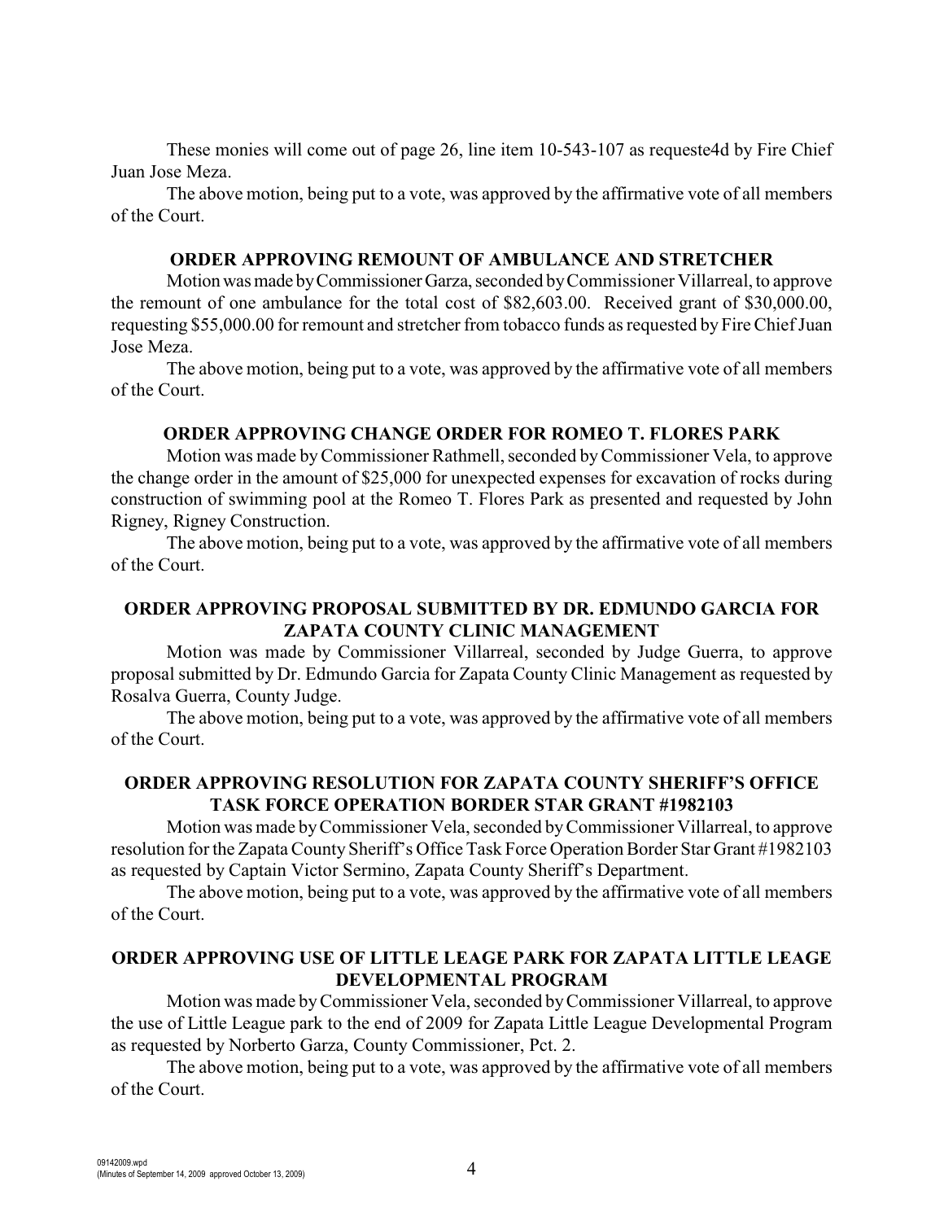These monies will come out of page 26, line item 10-543-107 as requeste4d by Fire Chief Juan Jose Meza.

The above motion, being put to a vote, was approved by the affirmative vote of all members of the Court.

**ORDER APPROVING REMOUNT OF AMBULANCE AND STRETCHER**

Motion was made by Commissioner Garza, seconded by Commissioner Villarreal, to approve the remount of one ambulance for the total cost of $82,603.00. Received grant of $30,000.00, requesting $55,000.00 for remount and stretcher from tobacco funds as requested by Fire Chief Juan Jose Meza.

The above motion, being put to a vote, was approved by the affirmative vote of all members of the Court.

**ORDER APPROVING CHANGE ORDER FOR ROMEO T. FLORES PARK**

Motion was made by Commissioner Rathmell, seconded by Commissioner Vela, to approve the change order in the amount of $25,000 for unexpected expenses for excavation of rocks during construction of swimming pool at the Romeo T. Flores Park as presented and requested by John Rigney, Rigney Construction.

The above motion, being put to a vote, was approved by the affirmative vote of all members of the Court.

**ORDER APPROVING PROPOSAL SUBMITTED BY DR. EDMUNDO GARCIA FOR ZAPATA COUNTY CLINIC MANAGEMENT**

Motion was made by Commissioner Villarreal, seconded by Judge Guerra, to approve proposal submitted by Dr. Edmundo Garcia for Zapata County Clinic Management as requested by Rosalva Guerra, County Judge.

The above motion, being put to a vote, was approved by the affirmative vote of all members of the Court.

**ORDER APPROVING RESOLUTION FOR ZAPATA COUNTY SHERIFF'S OFFICE TASK FORCE OPERATION BORDER STAR GRANT #1982103**

Motion was made by Commissioner Vela, seconded by Commissioner Villarreal, to approve resolution for the Zapata County Sheriff's Office Task Force Operation Border Star Grant #1982103 as requested by Captain Victor Sermino, Zapata County Sheriff's Department.

The above motion, being put to a vote, was approved by the affirmative vote of all members of the Court.

**ORDER APPROVING USE OF LITTLE LEAGE PARK FOR ZAPATA LITTLE LEAGE DEVELOPMENTAL PROGRAM**

Motion was made by Commissioner Vela, seconded by Commissioner Villarreal, to approve the use of Little League park to the end of 2009 for Zapata Little League Developmental Program as requested by Norberto Garza, County Commissioner, Pct. 2.

The above motion, being put to a vote, was approved by the affirmative vote of all members of the Court.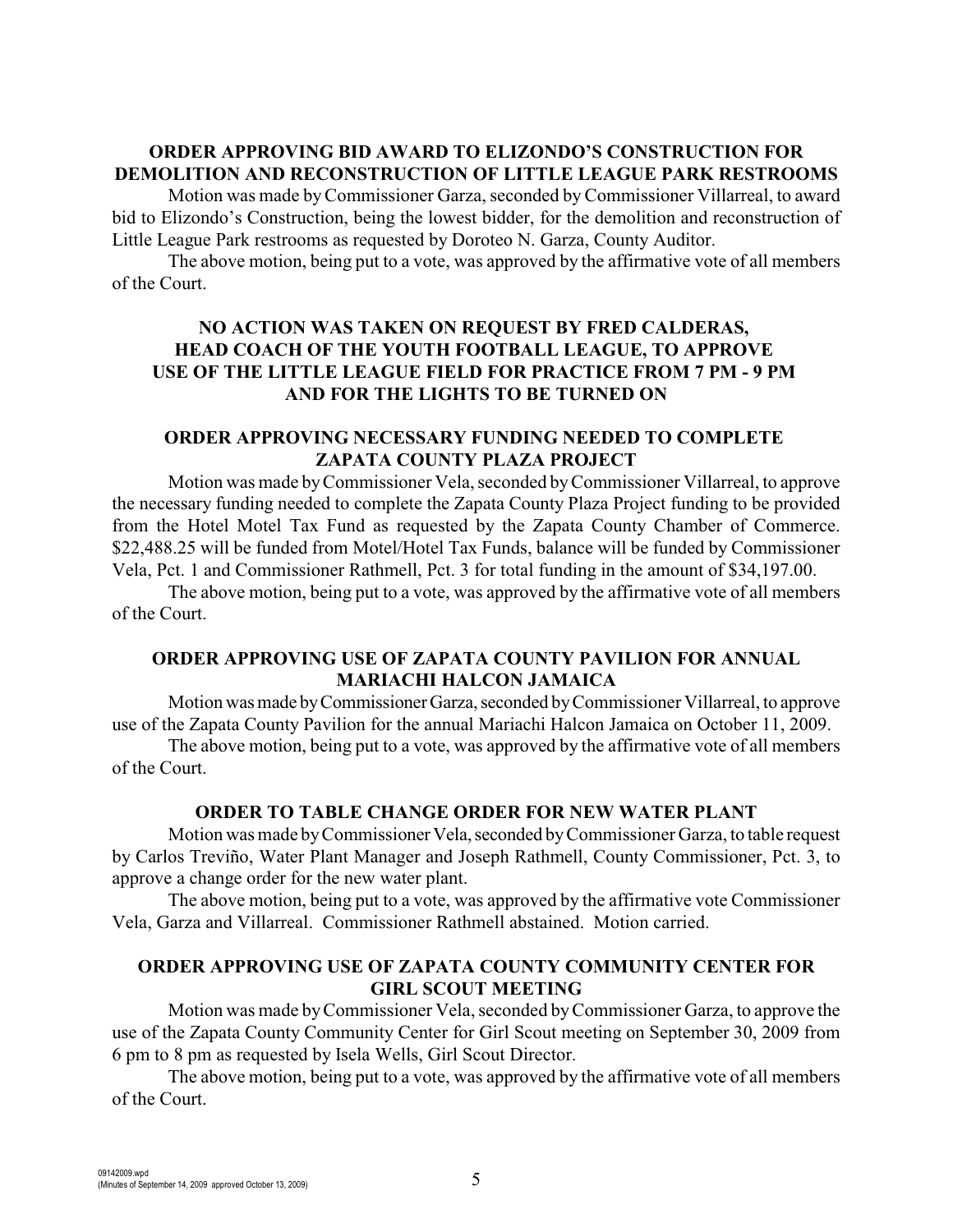**ORDER APPROVING BID AWARD TO ELIZONDO'S CONSTRUCTION FOR DEMOLITION AND RECONSTRUCTION OF LITTLE LEAGUE PARK RESTROOMS**

Motion was made by Commissioner Garza, seconded by Commissioner Villarreal, to award bid to Elizondo's Construction, being the lowest bidder, for the demolition and reconstruction of Little League Park restrooms as requested by Doroteo N. Garza, County Auditor.

The above motion, being put to a vote, was approved by the affirmative vote of all members of the Court.

**NO ACTION WAS TAKEN ON REQUEST BY FRED CALDERAS, HEAD COACH OF THE YOUTH FOOTBALL LEAGUE, TO APPROVE USE OF THE LITTLE LEAGUE FIELD FOR PRACTICE FROM 7 PM - 9 PM AND FOR THE LIGHTS TO BE TURNED ON**

**ORDER APPROVING NECESSARY FUNDING NEEDED TO COMPLETE ZAPATA COUNTY PLAZA PROJECT**

Motion was made by Commissioner Vela, seconded by Commissioner Villarreal, to approve the necessary funding needed to complete the Zapata County Plaza Project funding to be provided from the Hotel Motel Tax Fund as requested by the Zapata County Chamber of Commerce. $22,488.25 will be funded from Motel/Hotel Tax Funds, balance will be funded by Commissioner Vela, Pct. 1 and Commissioner Rathmell, Pct. 3 for total funding in the amount of $34,197.00.

The above motion, being put to a vote, was approved by the affirmative vote of all members of the Court.

**ORDER APPROVING USE OF ZAPATA COUNTY PAVILION FOR ANNUAL MARIACHI HALCON JAMAICA**

Motion was made by Commissioner Garza, seconded by Commissioner Villarreal, to approve use of the Zapata County Pavilion for the annual Mariachi Halcon Jamaica on October 11, 2009.

The above motion, being put to a vote, was approved by the affirmative vote of all members of the Court.

**ORDER TO TABLE CHANGE ORDER FOR NEW WATER PLANT**

Motion was made by Commissioner Vela, seconded by Commissioner Garza, to table request by Carlos Treviño, Water Plant Manager and Joseph Rathmell, County Commissioner, Pct. 3, to approve a change order for the new water plant.

The above motion, being put to a vote, was approved by the affirmative vote Commissioner Vela, Garza and Villarreal. Commissioner Rathmell abstained. Motion carried.

**ORDER APPROVING USE OF ZAPATA COUNTY COMMUNITY CENTER FOR GIRL SCOUT MEETING**

Motion was made by Commissioner Vela, seconded by Commissioner Garza, to approve the use of the Zapata County Community Center for Girl Scout meeting on September 30, 2009 from 6 pm to 8 pm as requested by Isela Wells, Girl Scout Director.

The above motion, being put to a vote, was approved by the affirmative vote of all members of the Court.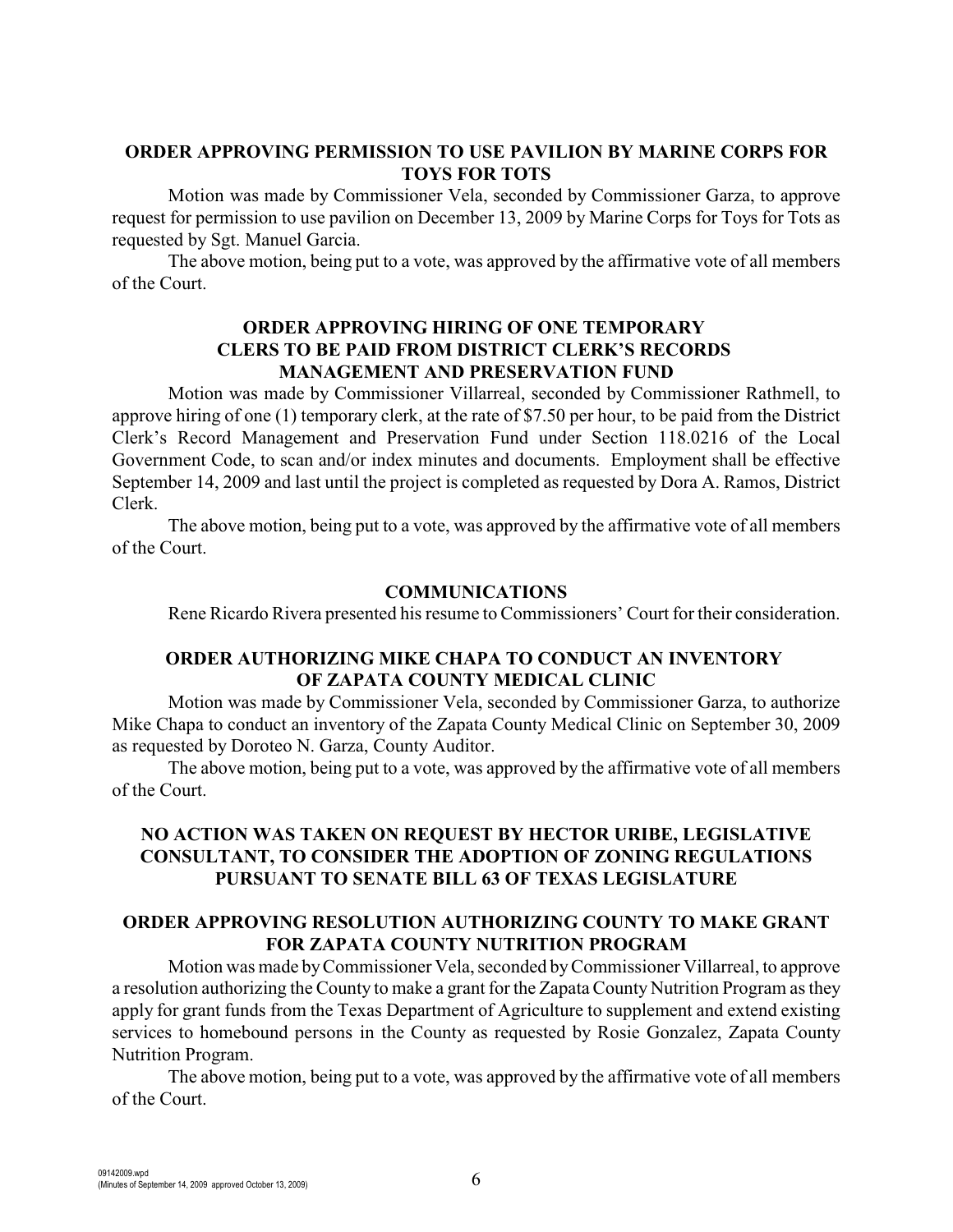**ORDER APPROVING PERMISSION TO USE PAVILION BY MARINE CORPS FOR TOYS FOR TOTS**

Motion was made by Commissioner Vela, seconded by Commissioner Garza, to approve request for permission to use pavilion on December 13, 2009 by Marine Corps for Toys for Tots as requested by Sgt. Manuel Garcia.

The above motion, being put to a vote, was approved by the affirmative vote of all members of the Court.

**ORDER APPROVING HIRING OF ONE TEMPORARY CLERS TO BE PAID FROM DISTRICT CLERK'S RECORDS MANAGEMENT AND PRESERVATION FUND**

Motion was made by Commissioner Villarreal, seconded by Commissioner Rathmell, to approve hiring of one (1) temporary clerk, at the rate of $7.50 per hour, to be paid from the District Clerk's Record Management and Preservation Fund under Section 118.0216 of the Local Government Code, to scan and/or index minutes and documents. Employment shall be effective September 14, 2009 and last until the project is completed as requested by Dora A. Ramos, District Clerk.

The above motion, being put to a vote, was approved by the affirmative vote of all members of the Court.

**COMMUNICATIONS**

Rene Ricardo Rivera presented his resume to Commissioners' Court for their consideration.

**ORDER AUTHORIZING MIKE CHAPA TO CONDUCT AN INVENTORY OF ZAPATA COUNTY MEDICAL CLINIC**

Motion was made by Commissioner Vela, seconded by Commissioner Garza, to authorize Mike Chapa to conduct an inventory of the Zapata County Medical Clinic on September 30, 2009 as requested by Doroteo N. Garza, County Auditor.

The above motion, being put to a vote, was approved by the affirmative vote of all members of the Court.

**NO ACTION WAS TAKEN ON REQUEST BY HECTOR URIBE, LEGISLATIVE CONSULTANT, TO CONSIDER THE ADOPTION OF ZONING REGULATIONS PURSUANT TO SENATE BILL 63 OF TEXAS LEGISLATURE**

**ORDER APPROVING RESOLUTION AUTHORIZING COUNTY TO MAKE GRANT FOR ZAPATA COUNTY NUTRITION PROGRAM**

Motion was made by Commissioner Vela, seconded by Commissioner Villarreal, to approve a resolution authorizing the County to make a grant for the Zapata County Nutrition Program as they apply for grant funds from the Texas Department of Agriculture to supplement and extend existing services to homebound persons in the County as requested by Rosie Gonzalez, Zapata County Nutrition Program.

The above motion, being put to a vote, was approved by the affirmative vote of all members of the Court.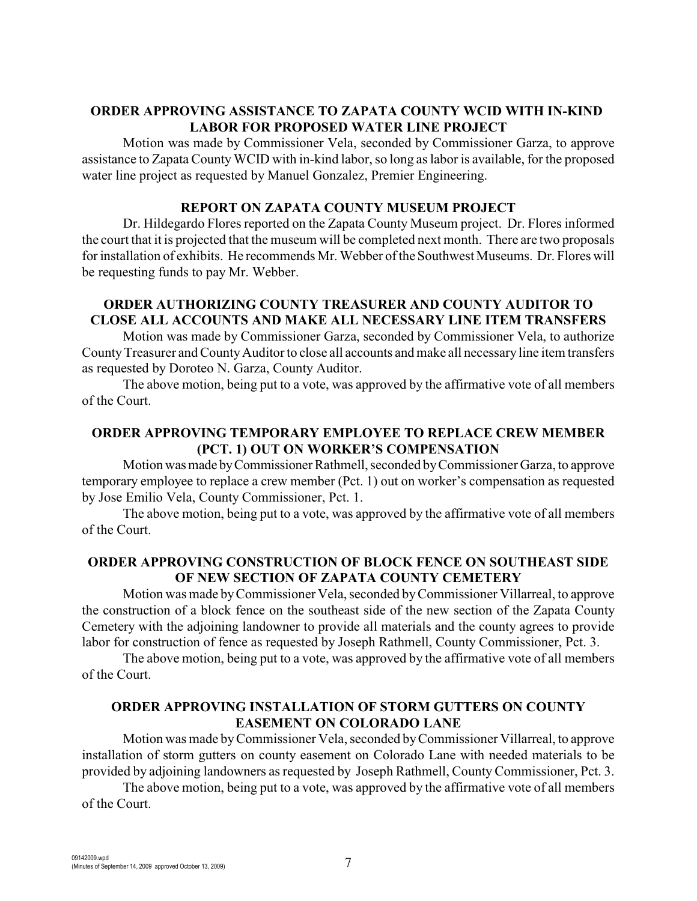**ORDER APPROVING ASSISTANCE TO ZAPATA COUNTY WCID WITH IN-KIND LABOR FOR PROPOSED WATER LINE PROJECT**

Motion was made by Commissioner Vela, seconded by Commissioner Garza, to approve assistance to Zapata County WCID with in-kind labor, so long as labor is available, for the proposed water line project as requested by Manuel Gonzalez, Premier Engineering.

**REPORT ON ZAPATA COUNTY MUSEUM PROJECT**

Dr. Hildegardo Flores reported on the Zapata County Museum project. Dr. Flores informed the court that it is projected that the museum will be completed next month. There are two proposals for installation of exhibits. He recommends Mr. Webber of the Southwest Museums. Dr. Flores will be requesting funds to pay Mr. Webber.

**ORDER AUTHORIZING COUNTY TREASURER AND COUNTY AUDITOR TO CLOSE ALL ACCOUNTS AND MAKE ALL NECESSARY LINE ITEM TRANSFERS**

Motion was made by Commissioner Garza, seconded by Commissioner Vela, to authorize County Treasurer and County Auditor to close all accounts and make all necessary line item transfers as requested by Doroteo N. Garza, County Auditor.

The above motion, being put to a vote, was approved by the affirmative vote of all members of the Court.

**ORDER APPROVING TEMPORARY EMPLOYEE TO REPLACE CREW MEMBER (PCT. 1) OUT ON WORKER'S COMPENSATION**

Motion was made by Commissioner Rathmell, seconded by Commissioner Garza, to approve temporary employee to replace a crew member (Pct. 1) out on worker's compensation as requested by Jose Emilio Vela, County Commissioner, Pct. 1.

The above motion, being put to a vote, was approved by the affirmative vote of all members of the Court.

**ORDER APPROVING CONSTRUCTION OF BLOCK FENCE ON SOUTHEAST SIDE OF NEW SECTION OF ZAPATA COUNTY CEMETERY**

Motion was made by Commissioner Vela, seconded by Commissioner Villarreal, to approve the construction of a block fence on the southeast side of the new section of the Zapata County Cemetery with the adjoining landowner to provide all materials and the county agrees to provide labor for construction of fence as requested by Joseph Rathmell, County Commissioner, Pct. 3.

The above motion, being put to a vote, was approved by the affirmative vote of all members of the Court.

**ORDER APPROVING INSTALLATION OF STORM GUTTERS ON COUNTY EASEMENT ON COLORADO LANE**

Motion was made by Commissioner Vela, seconded by Commissioner Villarreal, to approve installation of storm gutters on county easement on Colorado Lane with needed materials to be provided by adjoining landowners as requested by Joseph Rathmell, County Commissioner, Pct. 3.

The above motion, being put to a vote, was approved by the affirmative vote of all members of the Court.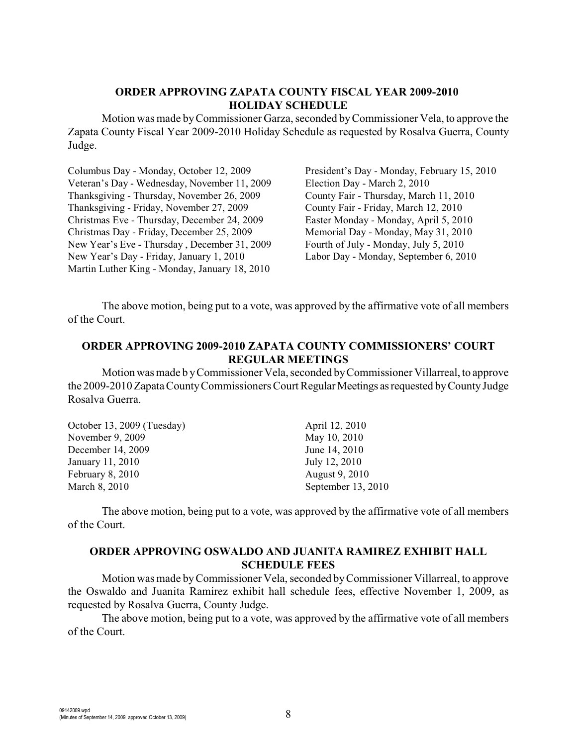**ORDER APPROVING ZAPATA COUNTY FISCAL YEAR 2009-2010 HOLIDAY SCHEDULE**

Motion was made by Commissioner Garza, seconded by Commissioner Vela, to approve the Zapata County Fiscal Year 2009-2010 Holiday Schedule as requested by Rosalva Guerra, County Judge.

Columbus Day - Monday, October 12, 2009
Veteran's Day - Wednesday, November 11, 2009
Thanksgiving - Thursday, November 26, 2009
Thanksgiving - Friday, November 27, 2009
Christmas Eve - Thursday, December 24, 2009
Christmas Day - Friday, December 25, 2009
New Year's Eve - Thursday , December 31, 2009
New Year's Day - Friday, January 1, 2010
Martin Luther King - Monday, January 18, 2010
President's Day - Monday, February 15, 2010
Election Day - March 2, 2010
County Fair - Thursday, March 11, 2010
County Fair - Friday, March 12, 2010
Easter Monday - Monday, April 5, 2010
Memorial Day - Monday, May 31, 2010
Fourth of July - Monday, July 5, 2010
Labor Day - Monday, September 6, 2010

The above motion, being put to a vote, was approved by the affirmative vote of all members of the Court.

**ORDER APPROVING 2009-2010 ZAPATA COUNTY COMMISSIONERS' COURT REGULAR MEETINGS**

Motion was made b y Commissioner Vela, seconded by Commissioner Villarreal, to approve the 2009-2010 Zapata County Commissioners Court Regular Meetings as requested by County Judge Rosalva Guerra.

October 13, 2009 (Tuesday)
November 9, 2009
December 14, 2009
January 11, 2010
February 8, 2010
March 8, 2010
April 12, 2010
May 10, 2010
June 14, 2010
July 12, 2010
August 9, 2010
September 13, 2010

The above motion, being put to a vote, was approved by the affirmative vote of all members of the Court.

**ORDER APPROVING OSWALDO AND JUANITA RAMIREZ EXHIBIT HALL SCHEDULE FEES**

Motion was made by Commissioner Vela, seconded by Commissioner Villarreal, to approve the Oswaldo and Juanita Ramirez exhibit hall schedule fees, effective November 1, 2009, as requested by Rosalva Guerra, County Judge.

The above motion, being put to a vote, was approved by the affirmative vote of all members of the Court.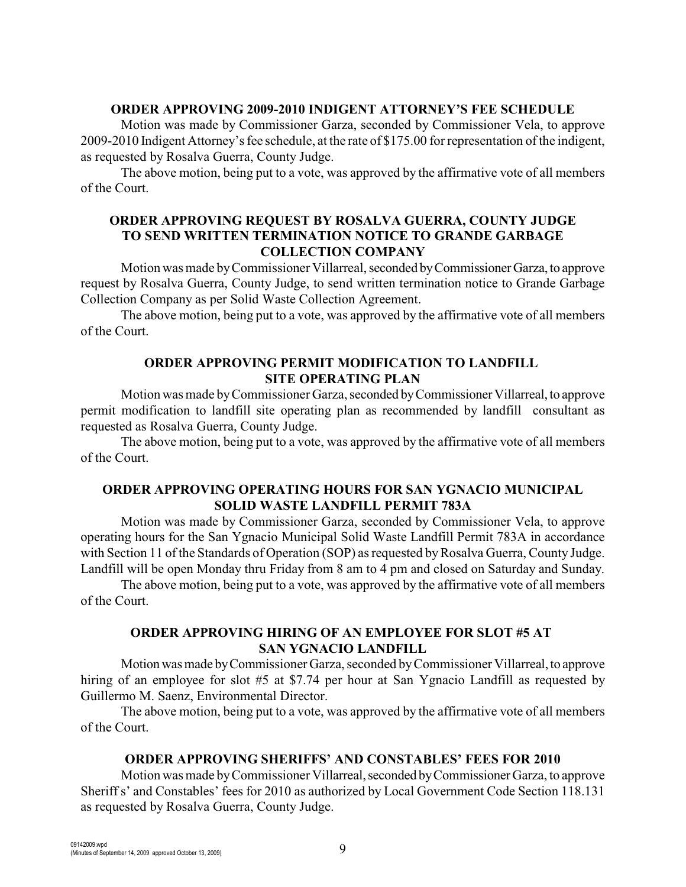**ORDER APPROVING 2009-2010 INDIGENT ATTORNEY'S FEE SCHEDULE**

Motion was made by Commissioner Garza, seconded by Commissioner Vela, to approve 2009-2010 Indigent Attorney's fee schedule, at the rate of $175.00 for representation of the indigent, as requested by Rosalva Guerra, County Judge.

The above motion, being put to a vote, was approved by the affirmative vote of all members of the Court.

**ORDER APPROVING REQUEST BY ROSALVA GUERRA, COUNTY JUDGE TO SEND WRITTEN TERMINATION NOTICE TO GRANDE GARBAGE COLLECTION COMPANY**

Motion was made by Commissioner Villarreal, seconded by Commissioner Garza, to approve request by Rosalva Guerra, County Judge, to send written termination notice to Grande Garbage Collection Company as per Solid Waste Collection Agreement.

The above motion, being put to a vote, was approved by the affirmative vote of all members of the Court.

**ORDER APPROVING PERMIT MODIFICATION TO LANDFILL SITE OPERATING PLAN**

Motion was made by Commissioner Garza, seconded by Commissioner Villarreal, to approve permit modification to landfill site operating plan as recommended by landfill consultant as requested as Rosalva Guerra, County Judge.

The above motion, being put to a vote, was approved by the affirmative vote of all members of the Court.

**ORDER APPROVING OPERATING HOURS FOR SAN YGNACIO MUNICIPAL SOLID WASTE LANDFILL PERMIT 783A**

Motion was made by Commissioner Garza, seconded by Commissioner Vela, to approve operating hours for the San Ygnacio Municipal Solid Waste Landfill Permit 783A in accordance with Section 11 of the Standards of Operation (SOP) as requested by Rosalva Guerra, County Judge. Landfill will be open Monday thru Friday from 8 am to 4 pm and closed on Saturday and Sunday.

The above motion, being put to a vote, was approved by the affirmative vote of all members of the Court.

**ORDER APPROVING HIRING OF AN EMPLOYEE FOR SLOT #5 AT SAN YGNACIO LANDFILL**

Motion was made by Commissioner Garza, seconded by Commissioner Villarreal, to approve hiring of an employee for slot #5 at $7.74 per hour at San Ygnacio Landfill as requested by Guillermo M. Saenz, Environmental Director.

The above motion, being put to a vote, was approved by the affirmative vote of all members of the Court.

**ORDER APPROVING SHERIFFS' AND CONSTABLES' FEES FOR 2010**

Motion was made by Commissioner Villarreal, seconded by Commissioner Garza, to approve Sheriff s' and Constables' fees for 2010 as authorized by Local Government Code Section 118.131 as requested by Rosalva Guerra, County Judge.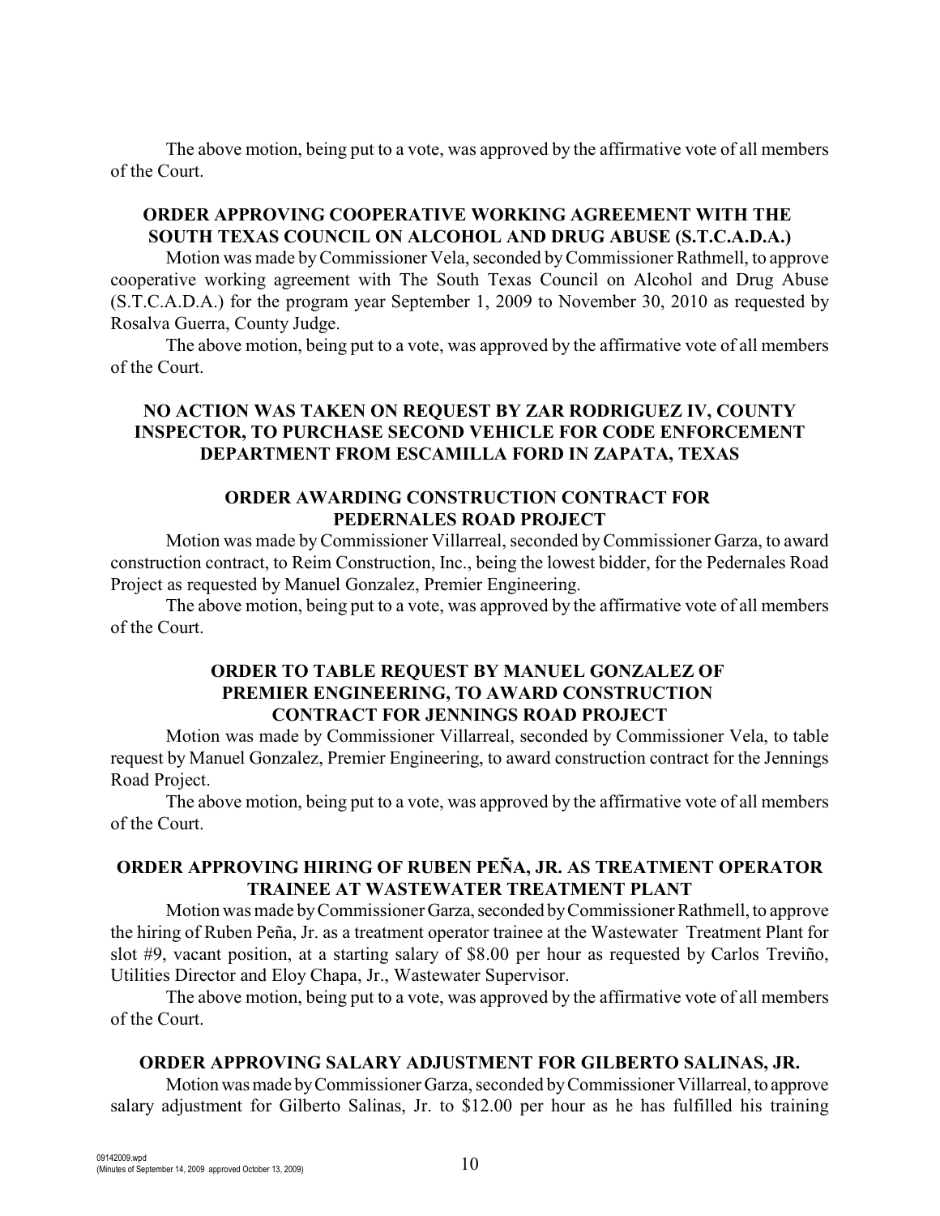The above motion, being put to a vote, was approved by the affirmative vote of all members of the Court.

**ORDER APPROVING COOPERATIVE WORKING AGREEMENT WITH THE SOUTH TEXAS COUNCIL ON ALCOHOL AND DRUG ABUSE (S.T.C.A.D.A.)**

Motion was made by Commissioner Vela, seconded by Commissioner Rathmell, to approve cooperative working agreement with The South Texas Council on Alcohol and Drug Abuse (S.T.C.A.D.A.) for the program year September 1, 2009 to November 30, 2010 as requested by Rosalva Guerra, County Judge.

The above motion, being put to a vote, was approved by the affirmative vote of all members of the Court.

**NO ACTION WAS TAKEN ON REQUEST BY ZAR RODRIGUEZ IV, COUNTY INSPECTOR, TO PURCHASE SECOND VEHICLE FOR CODE ENFORCEMENT DEPARTMENT FROM ESCAMILLA FORD IN ZAPATA, TEXAS**

**ORDER AWARDING CONSTRUCTION CONTRACT FOR PEDERNALES ROAD PROJECT**

Motion was made by Commissioner Villarreal, seconded by Commissioner Garza, to award construction contract, to Reim Construction, Inc., being the lowest bidder, for the Pedernales Road Project as requested by Manuel Gonzalez, Premier Engineering.

The above motion, being put to a vote, was approved by the affirmative vote of all members of the Court.

**ORDER TO TABLE REQUEST BY MANUEL GONZALEZ OF PREMIER ENGINEERING, TO AWARD CONSTRUCTION CONTRACT FOR JENNINGS ROAD PROJECT**

Motion was made by Commissioner Villarreal, seconded by Commissioner Vela, to table request by Manuel Gonzalez, Premier Engineering, to award construction contract for the Jennings Road Project.

The above motion, being put to a vote, was approved by the affirmative vote of all members of the Court.

**ORDER APPROVING HIRING OF RUBEN PEÑA, JR. AS TREATMENT OPERATOR TRAINEE AT WASTEWATER TREATMENT PLANT**

Motion was made by Commissioner Garza, seconded by Commissioner Rathmell, to approve the hiring of Ruben Peña, Jr. as a treatment operator trainee at the Wastewater Treatment Plant for slot #9, vacant position, at a starting salary of $8.00 per hour as requested by Carlos Treviño, Utilities Director and Eloy Chapa, Jr., Wastewater Supervisor.

The above motion, being put to a vote, was approved by the affirmative vote of all members of the Court.

**ORDER APPROVING SALARY ADJUSTMENT FOR GILBERTO SALINAS, JR.**

Motion was made by Commissioner Garza, seconded by Commissioner Villarreal, to approve salary adjustment for Gilberto Salinas, Jr. to $12.00 per hour as he has fulfilled his training

09142009.wpd
(Minutes of September 14, 2009 approved October 13, 2009)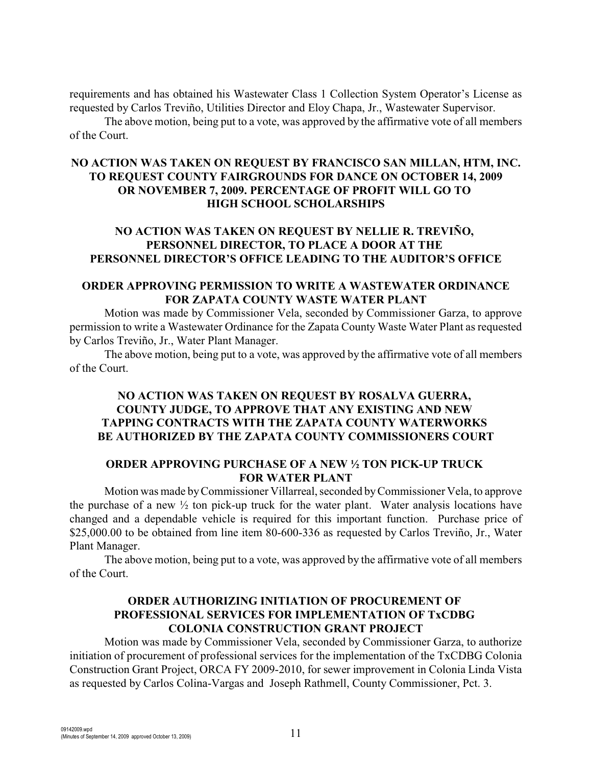requirements and has obtained his Wastewater Class 1 Collection System Operator's License as requested by Carlos Treviño, Utilities Director and Eloy Chapa, Jr., Wastewater Supervisor.

The above motion, being put to a vote, was approved by the affirmative vote of all members of the Court.

### NO ACTION WAS TAKEN ON REQUEST BY FRANCISCO SAN MILLAN, HTM, INC. TO REQUEST COUNTY FAIRGROUNDS FOR DANCE ON OCTOBER 14, 2009 OR NOVEMBER 7, 2009. PERCENTAGE OF PROFIT WILL GO TO HIGH SCHOOL SCHOLARSHIPS

### NO ACTION WAS TAKEN ON REQUEST BY NELLIE R. TREVIÑO, PERSONNEL DIRECTOR, TO PLACE A DOOR AT THE PERSONNEL DIRECTOR'S OFFICE LEADING TO THE AUDITOR'S OFFICE

### ORDER APPROVING PERMISSION TO WRITE A WASTEWATER ORDINANCE FOR ZAPATA COUNTY WASTE WATER PLANT

Motion was made by Commissioner Vela, seconded by Commissioner Garza, to approve permission to write a Wastewater Ordinance for the Zapata County Waste Water Plant as requested by Carlos Treviño, Jr., Water Plant Manager.

The above motion, being put to a vote, was approved by the affirmative vote of all members of the Court.

### NO ACTION WAS TAKEN ON REQUEST BY ROSALVA GUERRA, COUNTY JUDGE, TO APPROVE THAT ANY EXISTING AND NEW TAPPING CONTRACTS WITH THE ZAPATA COUNTY WATERWORKS BE AUTHORIZED BY THE ZAPATA COUNTY COMMISSIONERS COURT

### ORDER APPROVING PURCHASE OF A NEW ½ TON PICK-UP TRUCK FOR WATER PLANT

Motion was made by Commissioner Villarreal, seconded by Commissioner Vela, to approve the purchase of a new ½ ton pick-up truck for the water plant. Water analysis locations have changed and a dependable vehicle is required for this important function. Purchase price of $25,000.00 to be obtained from line item 80-600-336 as requested by Carlos Treviño, Jr., Water Plant Manager.

The above motion, being put to a vote, was approved by the affirmative vote of all members of the Court.

### ORDER AUTHORIZING INITIATION OF PROCUREMENT OF PROFESSIONAL SERVICES FOR IMPLEMENTATION OF TxCDBG COLONIA CONSTRUCTION GRANT PROJECT

Motion was made by Commissioner Vela, seconded by Commissioner Garza, to authorize initiation of procurement of professional services for the implementation of the TxCDBG Colonia Construction Grant Project, ORCA FY 2009-2010, for sewer improvement in Colonia Linda Vista as requested by Carlos Colina-Vargas and Joseph Rathmell, County Commissioner, Pct. 3.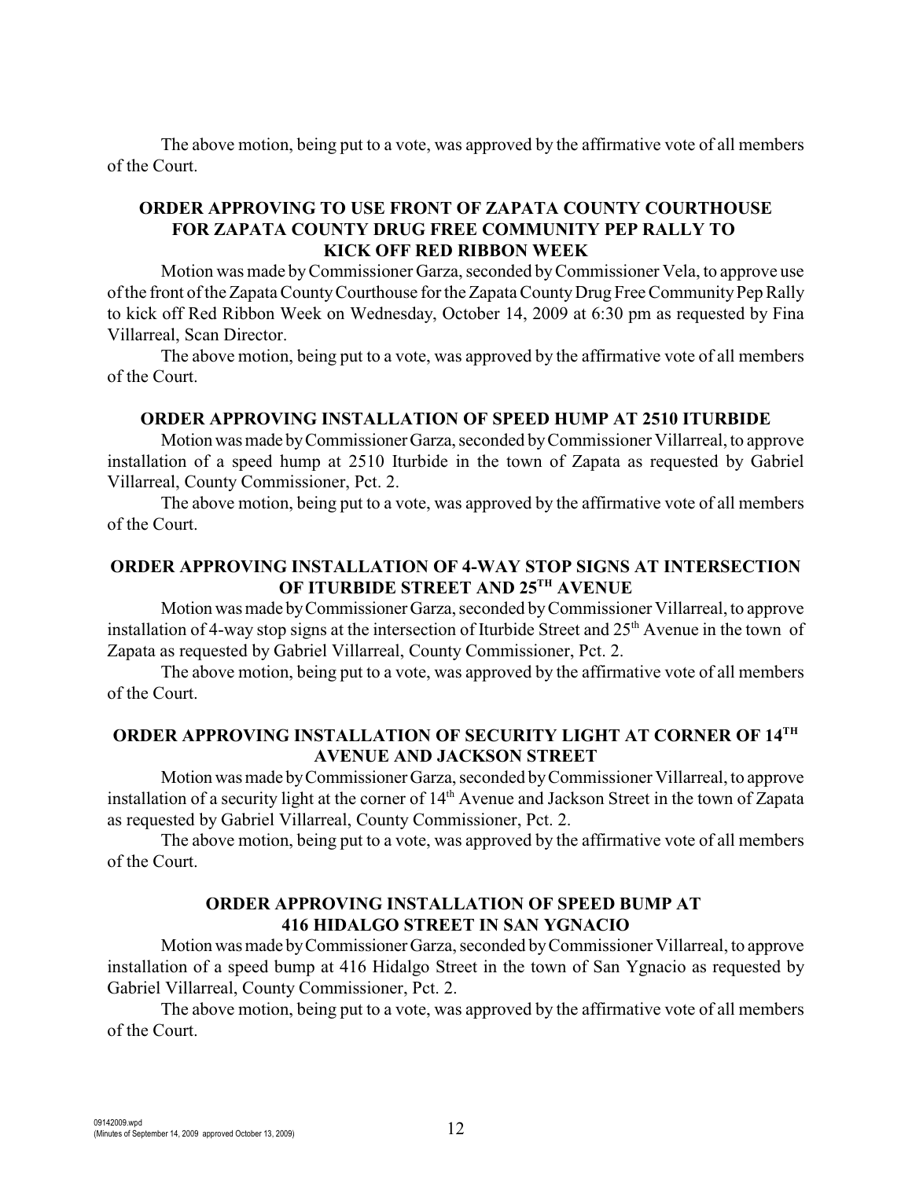The above motion, being put to a vote, was approved by the affirmative vote of all members of the Court.

**ORDER APPROVING TO USE FRONT OF ZAPATA COUNTY COURTHOUSE FOR ZAPATA COUNTY DRUG FREE COMMUNITY PEP RALLY TO KICK OFF RED RIBBON WEEK**

Motion was made by Commissioner Garza, seconded by Commissioner Vela, to approve use of the front of the Zapata County Courthouse for the Zapata County Drug Free Community Pep Rally to kick off Red Ribbon Week on Wednesday, October 14, 2009 at 6:30 pm as requested by Fina Villarreal, Scan Director.

The above motion, being put to a vote, was approved by the affirmative vote of all members of the Court.

**ORDER APPROVING INSTALLATION OF SPEED HUMP AT 2510 ITURBIDE**

Motion was made by Commissioner Garza, seconded by Commissioner Villarreal, to approve installation of a speed hump at 2510 Iturbide in the town of Zapata as requested by Gabriel Villarreal, County Commissioner, Pct. 2.

The above motion, being put to a vote, was approved by the affirmative vote of all members of the Court.

**ORDER APPROVING INSTALLATION OF 4-WAY STOP SIGNS AT INTERSECTION OF ITURBIDE STREET AND 25TH AVENUE**

Motion was made by Commissioner Garza, seconded by Commissioner Villarreal, to approve installation of 4-way stop signs at the intersection of Iturbide Street and 25th Avenue in the town of Zapata as requested by Gabriel Villarreal, County Commissioner, Pct. 2.

The above motion, being put to a vote, was approved by the affirmative vote of all members of the Court.

**ORDER APPROVING INSTALLATION OF SECURITY LIGHT AT CORNER OF 14TH AVENUE AND JACKSON STREET**

Motion was made by Commissioner Garza, seconded by Commissioner Villarreal, to approve installation of a security light at the corner of 14th Avenue and Jackson Street in the town of Zapata as requested by Gabriel Villarreal, County Commissioner, Pct. 2.

The above motion, being put to a vote, was approved by the affirmative vote of all members of the Court.

**ORDER APPROVING INSTALLATION OF SPEED BUMP AT 416 HIDALGO STREET IN SAN YGNACIO**

Motion was made by Commissioner Garza, seconded by Commissioner Villarreal, to approve installation of a speed bump at 416 Hidalgo Street in the town of San Ygnacio as requested by Gabriel Villarreal, County Commissioner, Pct. 2.

The above motion, being put to a vote, was approved by the affirmative vote of all members of the Court.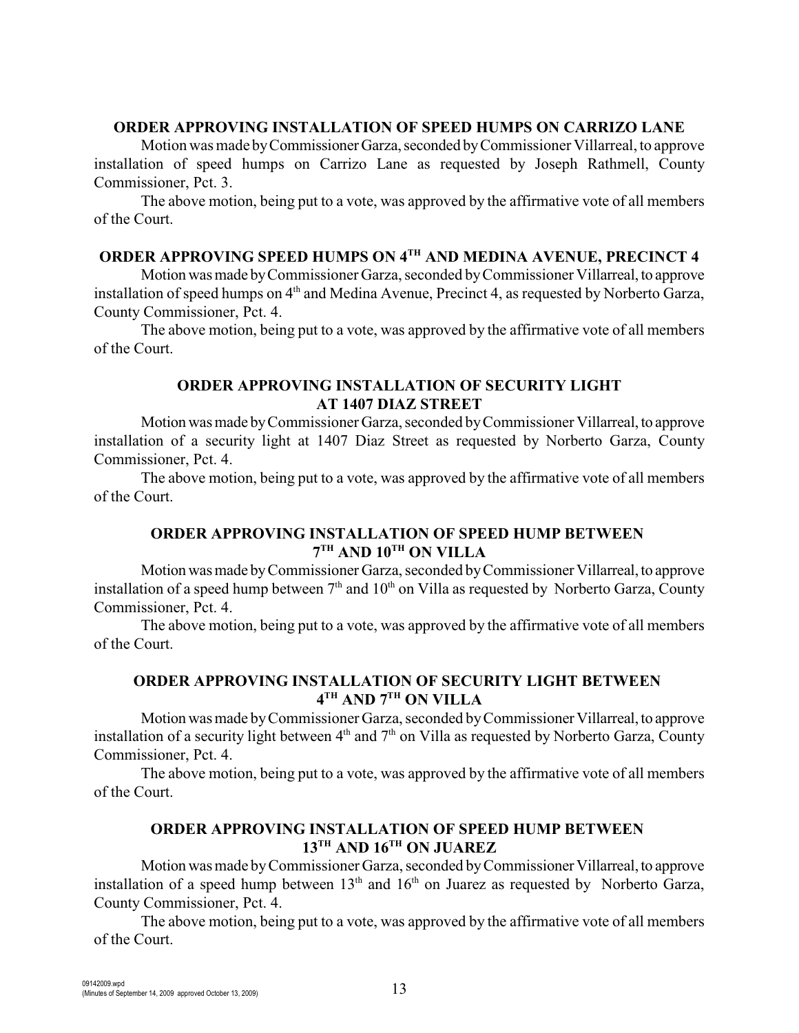**ORDER APPROVING INSTALLATION OF SPEED HUMPS ON CARRIZO LANE**

Motion was made by Commissioner Garza, seconded by Commissioner Villarreal, to approve installation of speed humps on Carrizo Lane as requested by Joseph Rathmell, County Commissioner, Pct. 3.

The above motion, being put to a vote, was approved by the affirmative vote of all members of the Court.

**ORDER APPROVING SPEED HUMPS ON 4TH AND MEDINA AVENUE, PRECINCT 4**

Motion was made by Commissioner Garza, seconded by Commissioner Villarreal, to approve installation of speed humps on 4th and Medina Avenue, Precinct 4, as requested by Norberto Garza, County Commissioner, Pct. 4.

The above motion, being put to a vote, was approved by the affirmative vote of all members of the Court.

**ORDER APPROVING INSTALLATION OF SECURITY LIGHT AT 1407 DIAZ STREET**

Motion was made by Commissioner Garza, seconded by Commissioner Villarreal, to approve installation of a security light at 1407 Diaz Street as requested by Norberto Garza, County Commissioner, Pct. 4.

The above motion, being put to a vote, was approved by the affirmative vote of all members of the Court.

**ORDER APPROVING INSTALLATION OF SPEED HUMP BETWEEN 7TH AND 10TH ON VILLA**

Motion was made by Commissioner Garza, seconded by Commissioner Villarreal, to approve installation of a speed hump between 7th and 10th on Villa as requested by Norberto Garza, County Commissioner, Pct. 4.

The above motion, being put to a vote, was approved by the affirmative vote of all members of the Court.

**ORDER APPROVING INSTALLATION OF SECURITY LIGHT BETWEEN 4TH AND 7TH ON VILLA**

Motion was made by Commissioner Garza, seconded by Commissioner Villarreal, to approve installation of a security light between 4th and 7th on Villa as requested by Norberto Garza, County Commissioner, Pct. 4.

The above motion, being put to a vote, was approved by the affirmative vote of all members of the Court.

**ORDER APPROVING INSTALLATION OF SPEED HUMP BETWEEN 13TH AND 16TH ON JUAREZ**

Motion was made by Commissioner Garza, seconded by Commissioner Villarreal, to approve installation of a speed hump between 13th and 16th on Juarez as requested by Norberto Garza, County Commissioner, Pct. 4.

The above motion, being put to a vote, was approved by the affirmative vote of all members of the Court.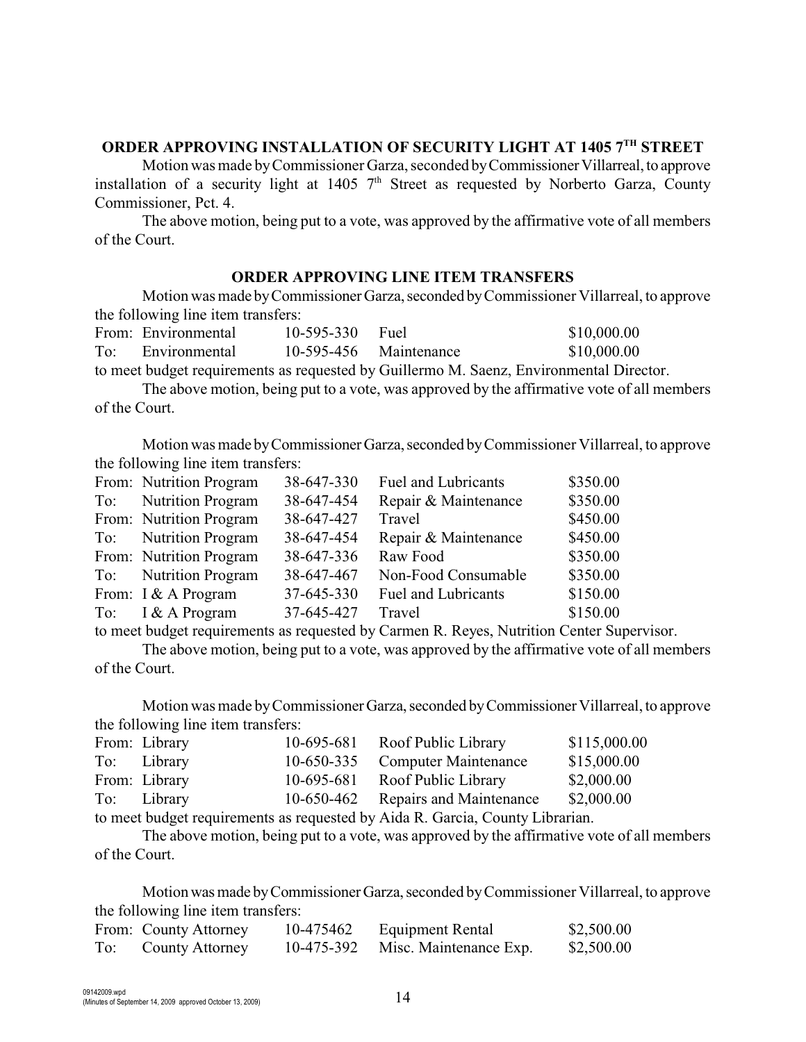## ORDER APPROVING INSTALLATION OF SECURITY LIGHT AT 1405 7TH STREET

Motion was made by Commissioner Garza, seconded by Commissioner Villarreal, to approve installation of a security light at 1405 7th Street as requested by Norberto Garza, County Commissioner, Pct. 4.

The above motion, being put to a vote, was approved by the affirmative vote of all members of the Court.

## ORDER APPROVING LINE ITEM TRANSFERS

Motion was made by Commissioner Garza, seconded by Commissioner Villarreal, to approve the following line item transfers:

| | | | | |
|---|---|---|---|---|
| From: | Environmental | 10-595-330 | Fuel | \$10,000.00 |
| To: | Environmental | 10-595-456 | Maintenance | \$10,000.00 |

to meet budget requirements as requested by Guillermo M. Saenz, Environmental Director.

The above motion, being put to a vote, was approved by the affirmative vote of all members of the Court.

Motion was made by Commissioner Garza, seconded by Commissioner Villarreal, to approve the following line item transfers:

| | | | | |
|---|---|---|---|---|
| From: | Nutrition Program | 38-647-330 | Fuel and Lubricants | \$350.00 |
| To: | Nutrition Program | 38-647-454 | Repair & Maintenance | \$350.00 |
| From: | Nutrition Program | 38-647-427 | Travel | \$450.00 |
| To: | Nutrition Program | 38-647-454 | Repair & Maintenance | \$450.00 |
| From: | Nutrition Program | 38-647-336 | Raw Food | \$350.00 |
| To: | Nutrition Program | 38-647-467 | Non-Food Consumable | \$350.00 |
| From: | I & A Program | 37-645-330 | Fuel and Lubricants | \$150.00 |
| To: | I & A Program | 37-645-427 | Travel | \$150.00 |

to meet budget requirements as requested by Carmen R. Reyes, Nutrition Center Supervisor.

The above motion, being put to a vote, was approved by the affirmative vote of all members of the Court.

Motion was made by Commissioner Garza, seconded by Commissioner Villarreal, to approve the following line item transfers:

| | | | | |
|---|---|---|---|---|
| From: | Library | 10-695-681 | Roof Public Library | \$115,000.00 |
| To: | Library | 10-650-335 | Computer Maintenance | \$15,000.00 |
| From: | Library | 10-695-681 | Roof Public Library | \$2,000.00 |
| To: | Library | 10-650-462 | Repairs and Maintenance | \$2,000.00 |

to meet budget requirements as requested by Aida R. Garcia, County Librarian.

The above motion, being put to a vote, was approved by the affirmative vote of all members of the Court.

Motion was made by Commissioner Garza, seconded by Commissioner Villarreal, to approve the following line item transfers:

| | | | | |
|---|---|---|---|---|
| From: | County Attorney | 10-475462 | Equipment Rental | \$2,500.00 |
| To: | County Attorney | 10-475-392 | Misc. Maintenance Exp. | \$2,500.00 |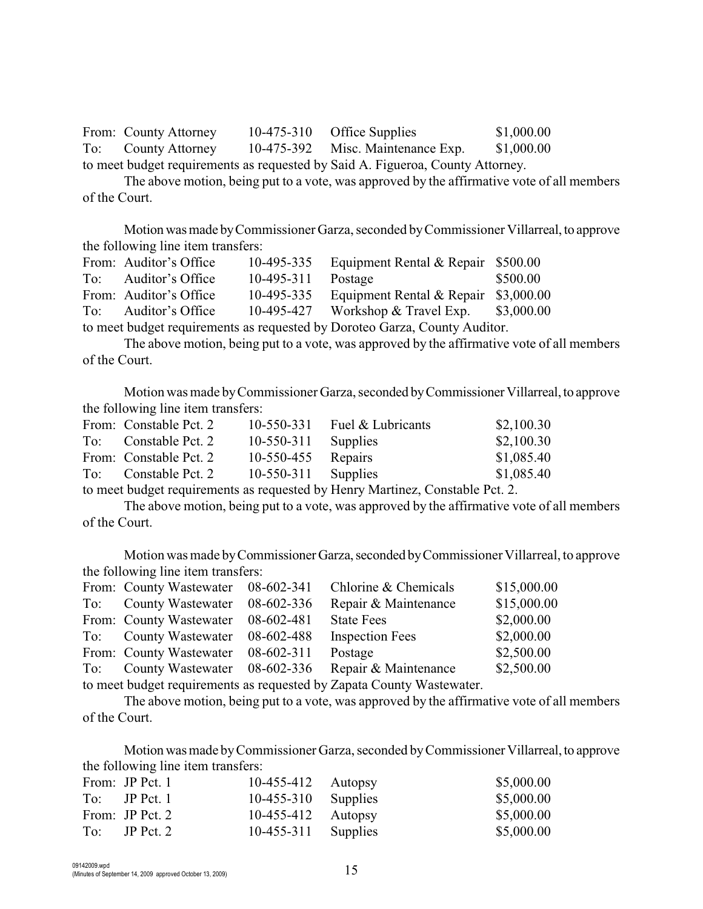| | | | | |
|---|---|---|---|---|
| From: | County Attorney | 10-475-310 | Office Supplies | $1,000.00 |
| To: | County Attorney | 10-475-392 | Misc. Maintenance Exp. | $1,000.00 |

to meet budget requirements as requested by Said A. Figueroa, County Attorney.

The above motion, being put to a vote, was approved by the affirmative vote of all members of the Court.

Motion was made by Commissioner Garza, seconded by Commissioner Villarreal, to approve the following line item transfers:

| | | | | |
|---|---|---|---|---|
| From: | Auditor's Office | 10-495-335 | Equipment Rental & Repair | $500.00 |
| To: | Auditor's Office | 10-495-311 | Postage | $500.00 |
| From: | Auditor's Office | 10-495-335 | Equipment Rental & Repair | $3,000.00 |
| To: | Auditor's Office | 10-495-427 | Workshop & Travel Exp. | $3,000.00 |

to meet budget requirements as requested by Doroteo Garza, County Auditor.

The above motion, being put to a vote, was approved by the affirmative vote of all members of the Court.

Motion was made by Commissioner Garza, seconded by Commissioner Villarreal, to approve the following line item transfers:

| | | | | |
|---|---|---|---|---|
| From: | Constable Pct. 2 | 10-550-331 | Fuel & Lubricants | $2,100.30 |
| To: | Constable Pct. 2 | 10-550-311 | Supplies | $2,100.30 |
| From: | Constable Pct. 2 | 10-550-455 | Repairs | $1,085.40 |
| To: | Constable Pct. 2 | 10-550-311 | Supplies | $1,085.40 |

to meet budget requirements as requested by Henry Martinez, Constable Pct. 2.

The above motion, being put to a vote, was approved by the affirmative vote of all members of the Court.

Motion was made by Commissioner Garza, seconded by Commissioner Villarreal, to approve the following line item transfers:

| | | | | |
|---|---|---|---|---|
| From: | County Wastewater | 08-602-341 | Chlorine & Chemicals | $15,000.00 |
| To: | County Wastewater | 08-602-336 | Repair & Maintenance | $15,000.00 |
| From: | County Wastewater | 08-602-481 | State Fees | $2,000.00 |
| To: | County Wastewater | 08-602-488 | Inspection Fees | $2,000.00 |
| From: | County Wastewater | 08-602-311 | Postage | $2,500.00 |
| To: | County Wastewater | 08-602-336 | Repair & Maintenance | $2,500.00 |

to meet budget requirements as requested by Zapata County Wastewater.

The above motion, being put to a vote, was approved by the affirmative vote of all members of the Court.

Motion was made by Commissioner Garza, seconded by Commissioner Villarreal, to approve the following line item transfers:

| | | | | |
|---|---|---|---|---|
| From: | JP Pct. 1 | 10-455-412 | Autopsy | $5,000.00 |
| To: | JP Pct. 1 | 10-455-310 | Supplies | $5,000.00 |
| From: | JP Pct. 2 | 10-455-412 | Autopsy | $5,000.00 |
| To: | JP Pct. 2 | 10-455-311 | Supplies | $5,000.00 |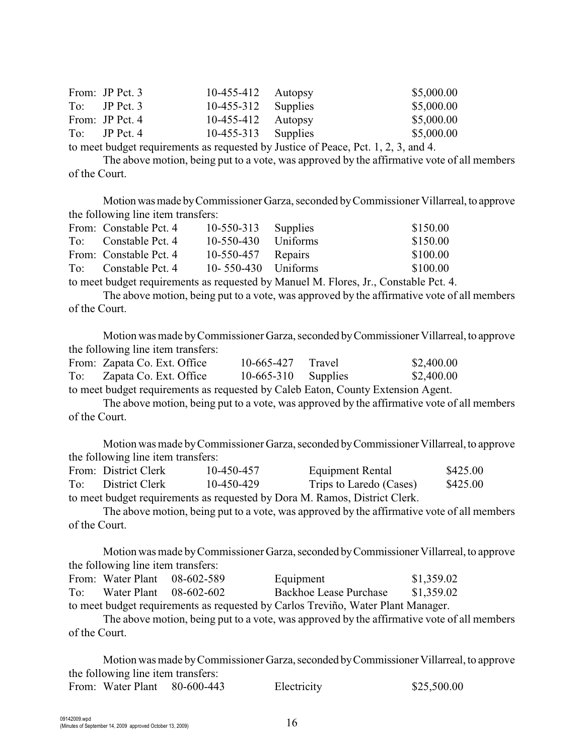| | | | | |
|---|---|---|---|---|
| From: | JP Pct. 3 | 10-455-412 | Autopsy | $5,000.00 |
| To: | JP Pct. 3 | 10-455-312 | Supplies | $5,000.00 |
| From: | JP Pct. 4 | 10-455-412 | Autopsy | $5,000.00 |
| To: | JP Pct. 4 | 10-455-313 | Supplies | $5,000.00 |

to meet budget requirements as requested by Justice of Peace, Pct. 1, 2, 3, and 4.

The above motion, being put to a vote, was approved by the affirmative vote of all members of the Court.

Motion was made by Commissioner Garza, seconded by Commissioner Villarreal, to approve the following line item transfers:

| | | | | |
|---|---|---|---|---|
| From: | Constable Pct. 4 | 10-550-313 | Supplies | $150.00 |
| To: | Constable Pct. 4 | 10-550-430 | Uniforms | $150.00 |
| From: | Constable Pct. 4 | 10-550-457 | Repairs | $100.00 |
| To: | Constable Pct. 4 | 10- 550-430 | Uniforms | $100.00 |

to meet budget requirements as requested by Manuel M. Flores, Jr., Constable Pct. 4.

The above motion, being put to a vote, was approved by the affirmative vote of all members of the Court.

Motion was made by Commissioner Garza, seconded by Commissioner Villarreal, to approve the following line item transfers:

| | | | | |
|---|---|---|---|---|
| From: | Zapata Co. Ext. Office | 10-665-427 | Travel | $2,400.00 |
| To: | Zapata Co. Ext. Office | 10-665-310 | Supplies | $2,400.00 |

to meet budget requirements as requested by Caleb Eaton, County Extension Agent.

The above motion, being put to a vote, was approved by the affirmative vote of all members of the Court.

Motion was made by Commissioner Garza, seconded by Commissioner Villarreal, to approve the following line item transfers:

| | | | | |
|---|---|---|---|---|
| From: | District Clerk | 10-450-457 | Equipment Rental | $425.00 |
| To: | District Clerk | 10-450-429 | Trips to Laredo (Cases) | $425.00 |

to meet budget requirements as requested by Dora M. Ramos, District Clerk.

The above motion, being put to a vote, was approved by the affirmative vote of all members of the Court.

Motion was made by Commissioner Garza, seconded by Commissioner Villarreal, to approve the following line item transfers:

| | | | | |
|---|---|---|---|---|
| From: | Water Plant | 08-602-589 | Equipment | $1,359.02 |
| To: | Water Plant | 08-602-602 | Backhoe Lease Purchase | $1,359.02 |

to meet budget requirements as requested by Carlos Treviño, Water Plant Manager.

The above motion, being put to a vote, was approved by the affirmative vote of all members of the Court.

Motion was made by Commissioner Garza, seconded by Commissioner Villarreal, to approve the following line item transfers:

| | | | | |
|---|---|---|---|---|
| From: | Water Plant | 80-600-443 | Electricity | $25,500.00 |

09142009.wpd
(Minutes of September 14, 2009 approved October 13, 2009)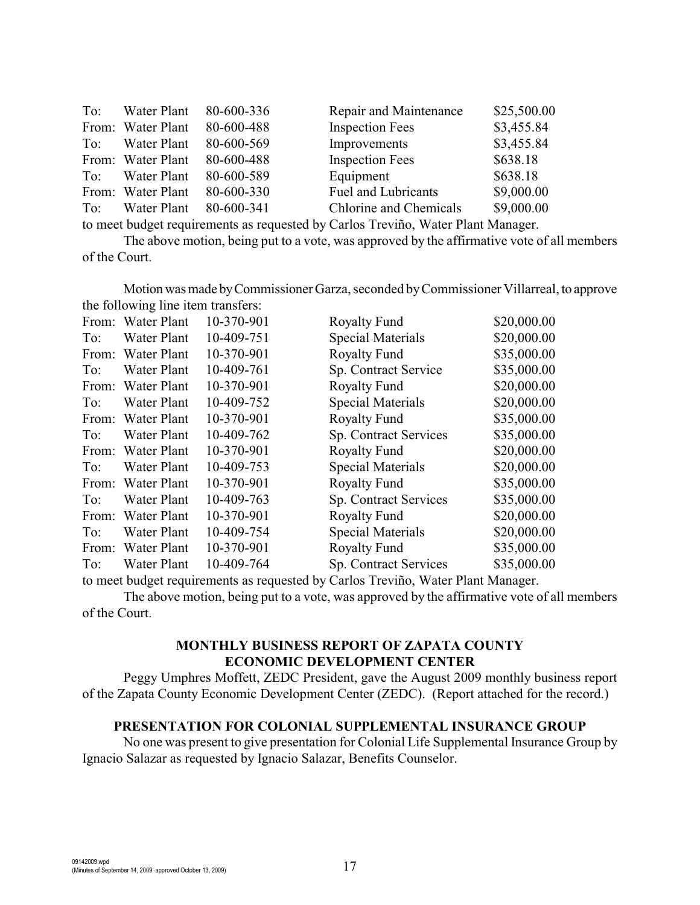| | | | | |
|---|---|---|---|---|
| To: | Water Plant | 80-600-336 | Repair and Maintenance | $25,500.00 |
| From: | Water Plant | 80-600-488 | Inspection Fees | $3,455.84 |
| To: | Water Plant | 80-600-569 | Improvements | $3,455.84 |
| From: | Water Plant | 80-600-488 | Inspection Fees | $638.18 |
| To: | Water Plant | 80-600-589 | Equipment | $638.18 |
| From: | Water Plant | 80-600-330 | Fuel and Lubricants | $9,000.00 |
| To: | Water Plant | 80-600-341 | Chlorine and Chemicals | $9,000.00 |

to meet budget requirements as requested by Carlos Treviño, Water Plant Manager.

The above motion, being put to a vote, was approved by the affirmative vote of all members of the Court.

Motion was made by Commissioner Garza, seconded by Commissioner Villarreal, to approve the following line item transfers:

| | | | | |
|---|---|---|---|---|
| From: | Water Plant | 10-370-901 | Royalty Fund | $20,000.00 |
| To: | Water Plant | 10-409-751 | Special Materials | $20,000.00 |
| From: | Water Plant | 10-370-901 | Royalty Fund | $35,000.00 |
| To: | Water Plant | 10-409-761 | Sp. Contract Service | $35,000.00 |
| From: | Water Plant | 10-370-901 | Royalty Fund | $20,000.00 |
| To: | Water Plant | 10-409-752 | Special Materials | $20,000.00 |
| From: | Water Plant | 10-370-901 | Royalty Fund | $35,000.00 |
| To: | Water Plant | 10-409-762 | Sp. Contract Services | $35,000.00 |
| From: | Water Plant | 10-370-901 | Royalty Fund | $20,000.00 |
| To: | Water Plant | 10-409-753 | Special Materials | $20,000.00 |
| From: | Water Plant | 10-370-901 | Royalty Fund | $35,000.00 |
| To: | Water Plant | 10-409-763 | Sp. Contract Services | $35,000.00 |
| From: | Water Plant | 10-370-901 | Royalty Fund | $20,000.00 |
| To: | Water Plant | 10-409-754 | Special Materials | $20,000.00 |
| From: | Water Plant | 10-370-901 | Royalty Fund | $35,000.00 |
| To: | Water Plant | 10-409-764 | Sp. Contract Services | $35,000.00 |

to meet budget requirements as requested by Carlos Treviño, Water Plant Manager.

The above motion, being put to a vote, was approved by the affirmative vote of all members of the Court.

**MONTHLY BUSINESS REPORT OF ZAPATA COUNTY ECONOMIC DEVELOPMENT CENTER**

Peggy Umphres Moffett, ZEDC President, gave the August 2009 monthly business report of the Zapata County Economic Development Center (ZEDC). (Report attached for the record.)

**PRESENTATION FOR COLONIAL SUPPLEMENTAL INSURANCE GROUP**

No one was present to give presentation for Colonial Life Supplemental Insurance Group by Ignacio Salazar as requested by Ignacio Salazar, Benefits Counselor.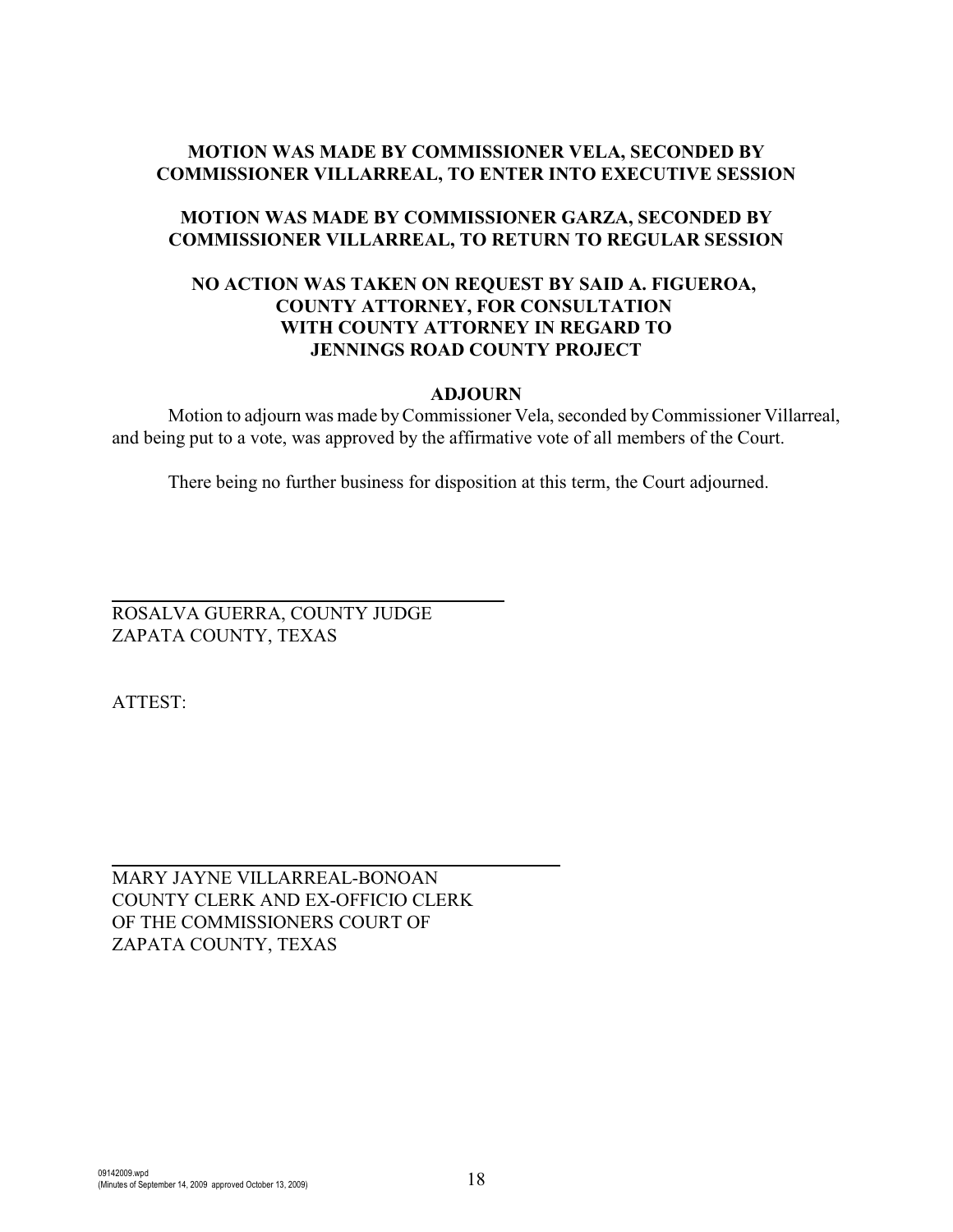**MOTION WAS MADE BY COMMISSIONER VELA, SECONDED BY COMMISSIONER VILLARREAL, TO ENTER INTO EXECUTIVE SESSION**

**MOTION WAS MADE BY COMMISSIONER GARZA, SECONDED BY COMMISSIONER VILLARREAL, TO RETURN TO REGULAR SESSION**

**NO ACTION WAS TAKEN ON REQUEST BY SAID A. FIGUEROA, COUNTY ATTORNEY, FOR CONSULTATION WITH COUNTY ATTORNEY IN REGARD TO JENNINGS ROAD COUNTY PROJECT**

**ADJOURN**

Motion to adjourn was made by Commissioner Vela, seconded by Commissioner Villarreal, and being put to a vote, was approved by the affirmative vote of all members of the Court.

There being no further business for disposition at this term, the Court adjourned.

\_\_\_\_\_\_\_\_\_\_\_\_\_\_\_\_\_\_\_\_\_\_\_\_\_\_\_\_\_\_\_\_\_\_\_\_\_\_

ROSALVA GUERRA, COUNTY JUDGE
ZAPATA COUNTY, TEXAS

ATTEST:

\_\_\_\_\_\_\_\_\_\_\_\_\_\_\_\_\_\_\_\_\_\_\_\_\_\_\_\_\_\_\_\_\_\_\_\_\_\_\_\_\_\_\_\_

MARY JAYNE VILLARREAL-BONOAN
COUNTY CLERK AND EX-OFFICIO CLERK
OF THE COMMISSIONERS COURT OF
ZAPATA COUNTY, TEXAS

09142009.wpd
(Minutes of September 14, 2009 approved October 13, 2009)